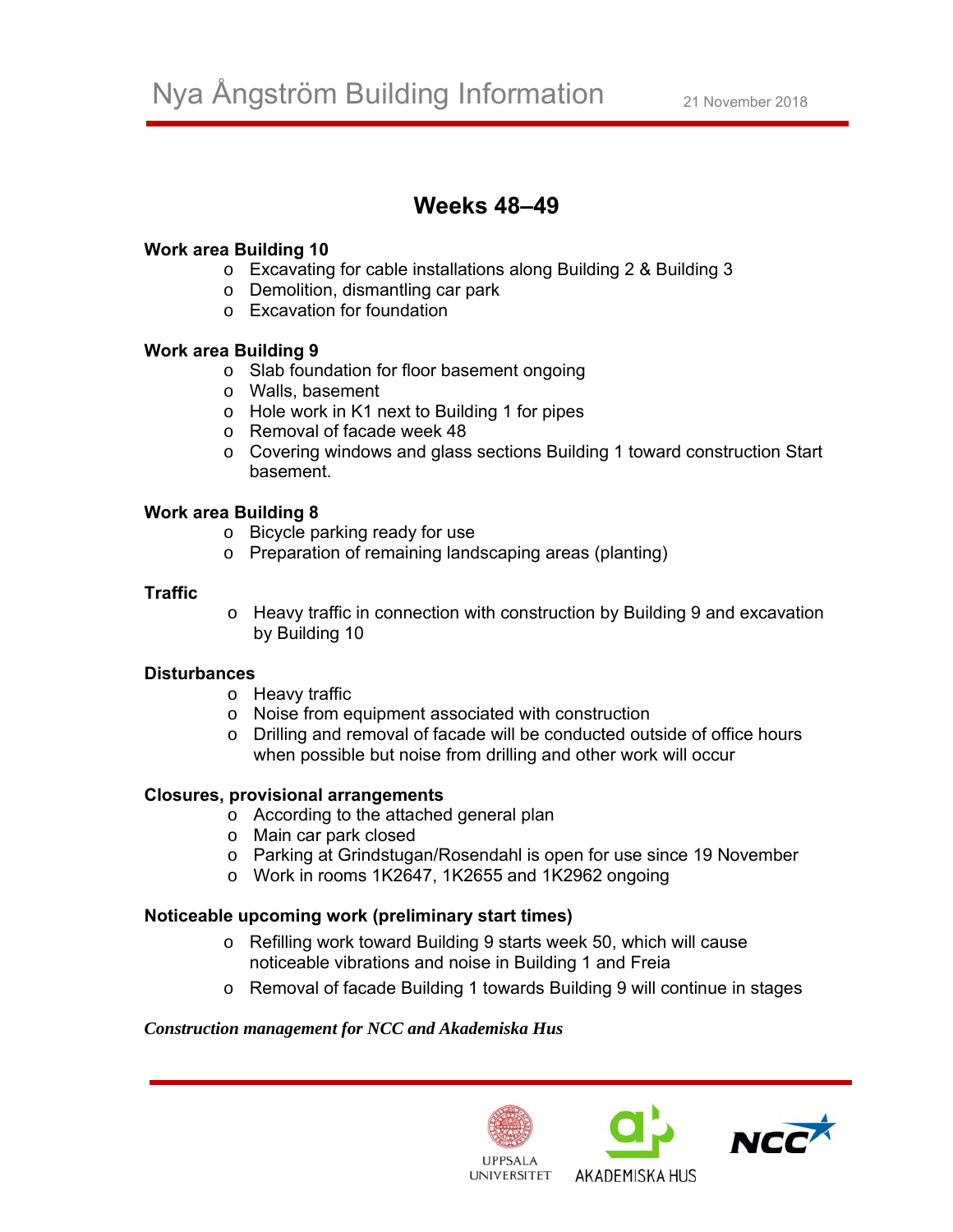# Nya Ångström Building Information

21 November 2018

## Weeks 48–49

**Work area Building 10**

- Excavating for cable installations along Building 2 & Building 3
- Demolition, dismantling car park
- Excavation for foundation

**Work area Building 9**

- Slab foundation for floor basement ongoing
- Walls, basement
- Hole work in K1 next to Building 1 for pipes
- Removal of facade week 48
- Covering windows and glass sections Building 1 toward construction Start basement.

**Work area Building 8**

- Bicycle parking ready for use
- Preparation of remaining landscaping areas (planting)

**Traffic**

- Heavy traffic in connection with construction by Building 9 and excavation by Building 10

**Disturbances**

- Heavy traffic
- Noise from equipment associated with construction
- Drilling and removal of facade will be conducted outside of office hours when possible but noise from drilling and other work will occur

**Closures, provisional arrangements**

- According to the attached general plan
- Main car park closed
- Parking at Grindstugan/Rosendahl is open for use since 19 November
- Work in rooms 1K2647, 1K2655 and 1K2962 ongoing

**Noticeable upcoming work (preliminary start times)**

- Refilling work toward Building 9 starts week 50, which will cause noticeable vibrations and noise in Building 1 and Freia
- Removal of facade Building 1 towards Building 9 will continue in stages

***Construction management for NCC and Akademiska Hus***

UPPSALA UNIVERSITET AKADEMISKA HUS NCC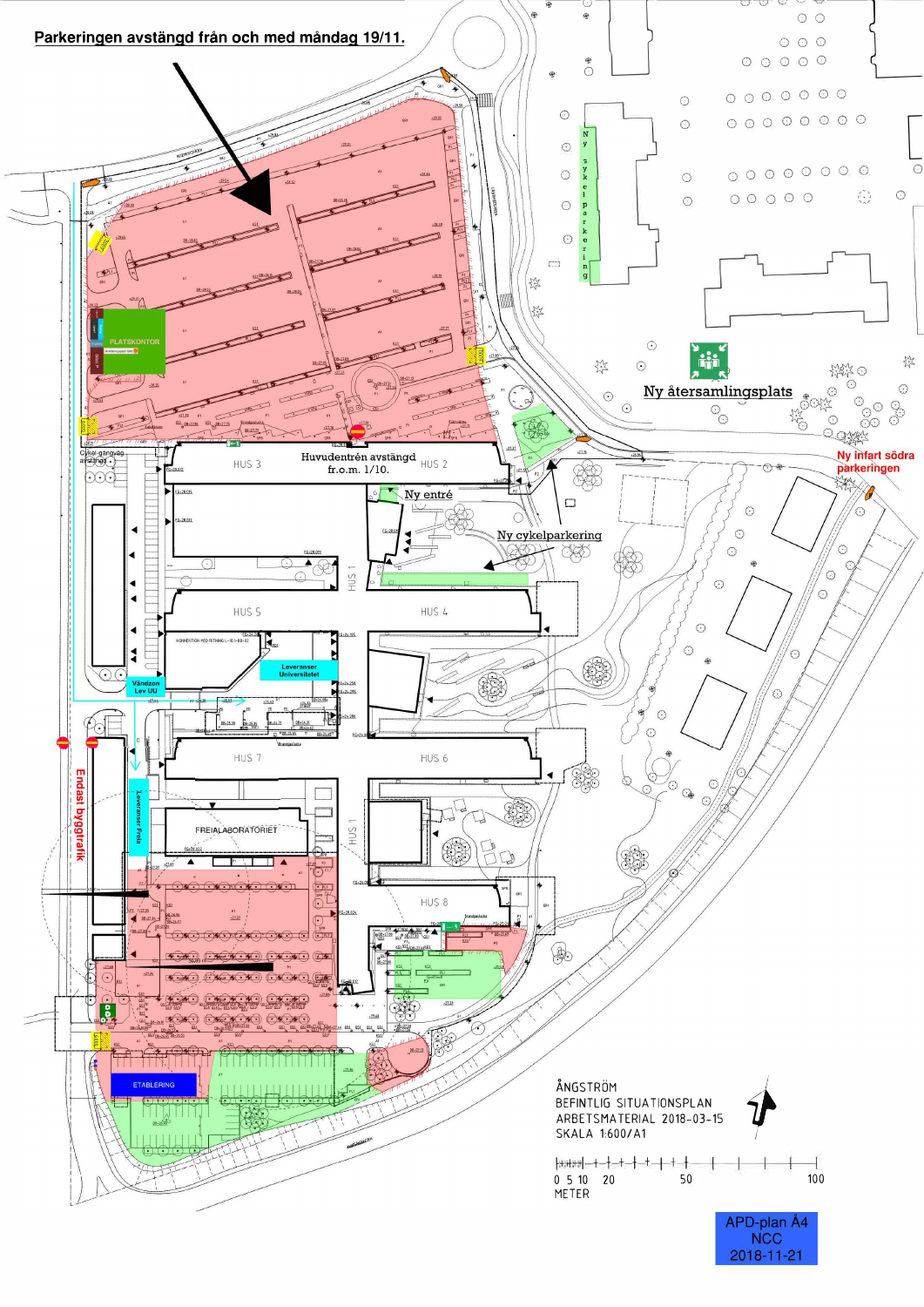**Parkeringen avstängd från och med måndag 19/11.**

PLATSKONTOR

Cykel-gångväg avstängd

HUS 3

Huvudentrén avstängd fr.o.m. 1/10.

HUS 2

Ny entré

Ny cykelparkering

Ny cykelparkering

Ny återsamlingsplats

Ny infart södra parkeringen

HUS 5

HUS 4

HUS 1

Leveranser Universitetet

Vändzon Lev UU

HUS 7

HUS 6

Endast byggtrafik

Leveranser Freia

FREIALABORATORIET

HUS 1

HUS 8

ETABLERING

ÅNGSTRÖM
BEFINTLIG SITUATIONSPLAN
ARBETSMATERIAL 2018-03-15
SKALA 1:600/A1

0 5 10 20 50 100
METER

APD-plan A4
NCC
2018-11-21